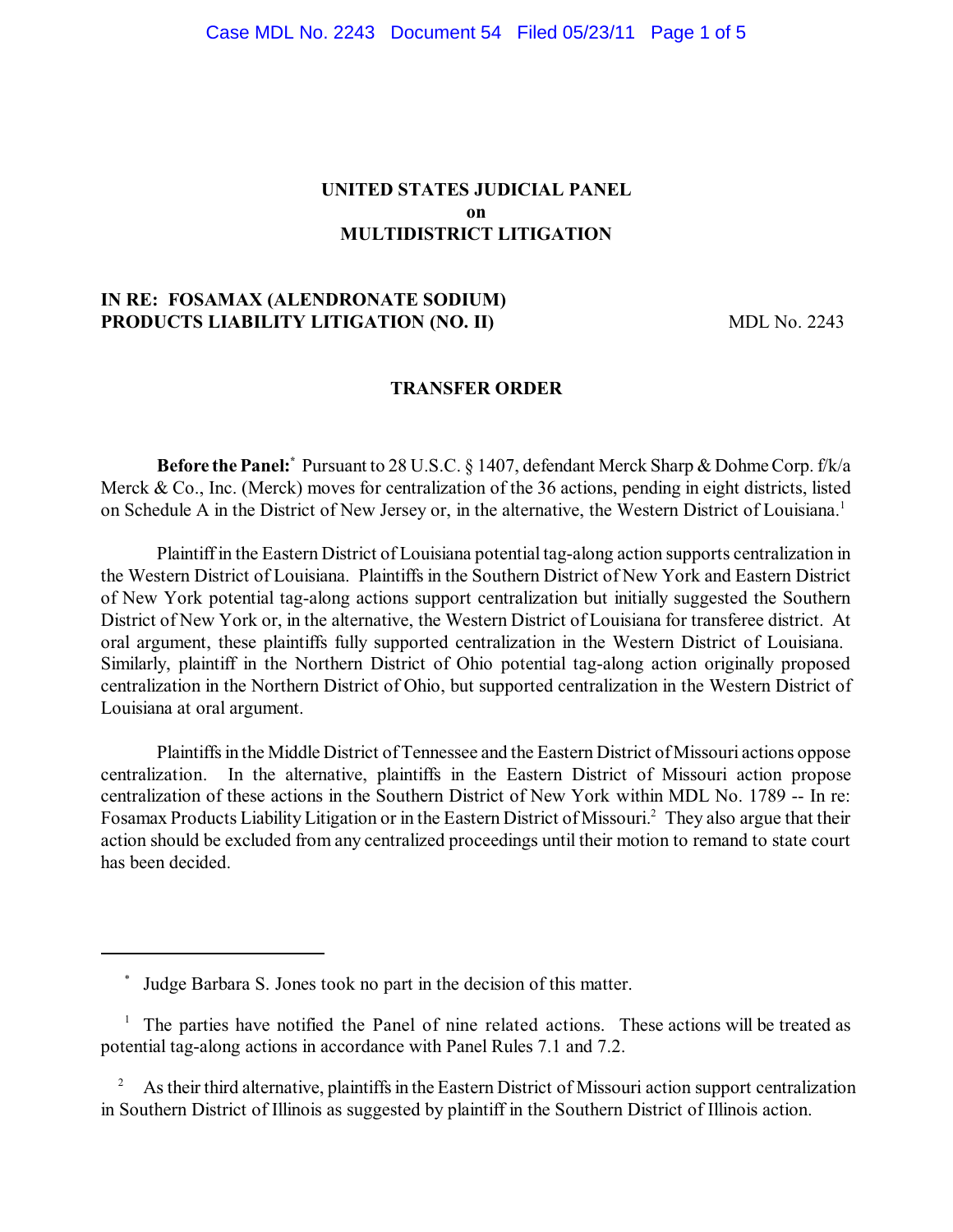**UNITED STATES JUDICIAL PANEL**
**on**
**MULTIDISTRICT LITIGATION**

**IN RE: FOSAMAX (ALENDRONATE SODIUM) PRODUCTS LIABILITY LITIGATION (NO. II)** MDL No. 2243

**TRANSFER ORDER**

**Before the Panel:**[*] Pursuant to 28 U.S.C. § 1407, defendant Merck Sharp & Dohme Corp. f/k/a Merck & Co., Inc. (Merck) moves for centralization of the 36 actions, pending in eight districts, listed on Schedule A in the District of New Jersey or, in the alternative, the Western District of Louisiana.[1]

Plaintiff in the Eastern District of Louisiana potential tag-along action supports centralization in the Western District of Louisiana. Plaintiffs in the Southern District of New York and Eastern District of New York potential tag-along actions support centralization but initially suggested the Southern District of New York or, in the alternative, the Western District of Louisiana for transferee district. At oral argument, these plaintiffs fully supported centralization in the Western District of Louisiana. Similarly, plaintiff in the Northern District of Ohio potential tag-along action originally proposed centralization in the Northern District of Ohio, but supported centralization in the Western District of Louisiana at oral argument.

Plaintiffs in the Middle District of Tennessee and the Eastern District of Missouri actions oppose centralization. In the alternative, plaintiffs in the Eastern District of Missouri action propose centralization of these actions in the Southern District of New York within MDL No. 1789 -- In re: Fosamax Products Liability Litigation or in the Eastern District of Missouri.[2] They also argue that their action should be excluded from any centralized proceedings until their motion to remand to state court has been decided.

---

[*] Judge Barbara S. Jones took no part in the decision of this matter.

[1] The parties have notified the Panel of nine related actions. These actions will be treated as potential tag-along actions in accordance with Panel Rules 7.1 and 7.2.

[2] As their third alternative, plaintiffs in the Eastern District of Missouri action support centralization in Southern District of Illinois as suggested by plaintiff in the Southern District of Illinois action.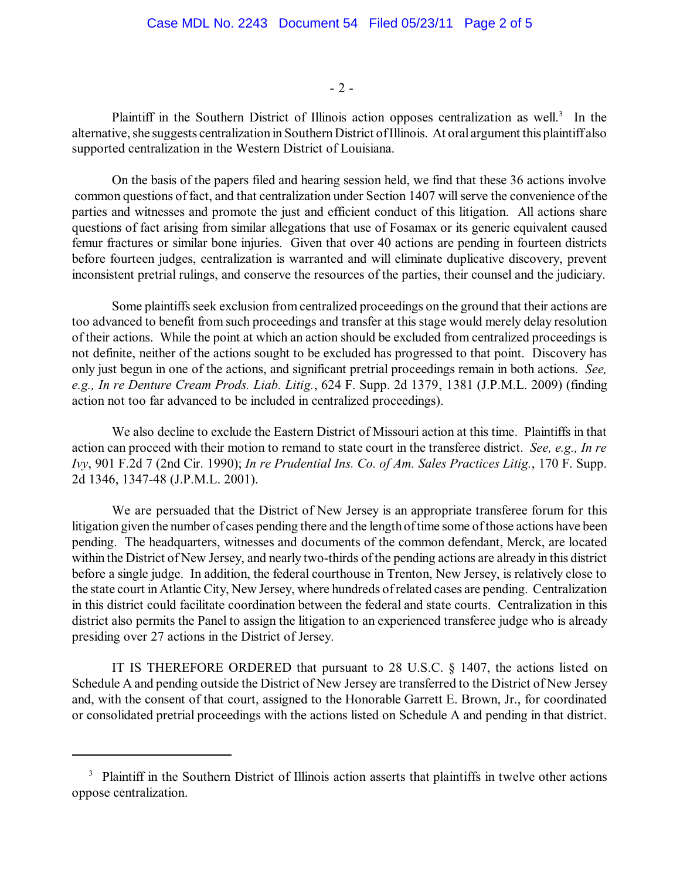Plaintiff in the Southern District of Illinois action opposes centralization as well.[3] In the alternative, she suggests centralization in Southern District of Illinois. At oral argument this plaintiff also supported centralization in the Western District of Louisiana.

On the basis of the papers filed and hearing session held, we find that these 36 actions involve common questions of fact, and that centralization under Section 1407 will serve the convenience of the parties and witnesses and promote the just and efficient conduct of this litigation. All actions share questions of fact arising from similar allegations that use of Fosamax or its generic equivalent caused femur fractures or similar bone injuries. Given that over 40 actions are pending in fourteen districts before fourteen judges, centralization is warranted and will eliminate duplicative discovery, prevent inconsistent pretrial rulings, and conserve the resources of the parties, their counsel and the judiciary.

Some plaintiffs seek exclusion from centralized proceedings on the ground that their actions are too advanced to benefit from such proceedings and transfer at this stage would merely delay resolution of their actions. While the point at which an action should be excluded from centralized proceedings is not definite, neither of the actions sought to be excluded has progressed to that point. Discovery has only just begun in one of the actions, and significant pretrial proceedings remain in both actions. *See, e.g., In re Denture Cream Prods. Liab. Litig.*, 624 F. Supp. 2d 1379, 1381 (J.P.M.L. 2009) (finding action not too far advanced to be included in centralized proceedings).

We also decline to exclude the Eastern District of Missouri action at this time. Plaintiffs in that action can proceed with their motion to remand to state court in the transferee district. *See, e.g., In re Ivy*, 901 F.2d 7 (2nd Cir. 1990); *In re Prudential Ins. Co. of Am. Sales Practices Litig.*, 170 F. Supp. 2d 1346, 1347-48 (J.P.M.L. 2001).

We are persuaded that the District of New Jersey is an appropriate transferee forum for this litigation given the number of cases pending there and the length of time some of those actions have been pending. The headquarters, witnesses and documents of the common defendant, Merck, are located within the District of New Jersey, and nearly two-thirds of the pending actions are already in this district before a single judge. In addition, the federal courthouse in Trenton, New Jersey, is relatively close to the state court in Atlantic City, New Jersey, where hundreds of related cases are pending. Centralization in this district could facilitate coordination between the federal and state courts. Centralization in this district also permits the Panel to assign the litigation to an experienced transferee judge who is already presiding over 27 actions in the District of Jersey.

IT IS THEREFORE ORDERED that pursuant to 28 U.S.C. § 1407, the actions listed on Schedule A and pending outside the District of New Jersey are transferred to the District of New Jersey and, with the consent of that court, assigned to the Honorable Garrett E. Brown, Jr., for coordinated or consolidated pretrial proceedings with the actions listed on Schedule A and pending in that district.

---

[3] Plaintiff in the Southern District of Illinois action asserts that plaintiffs in twelve other actions oppose centralization.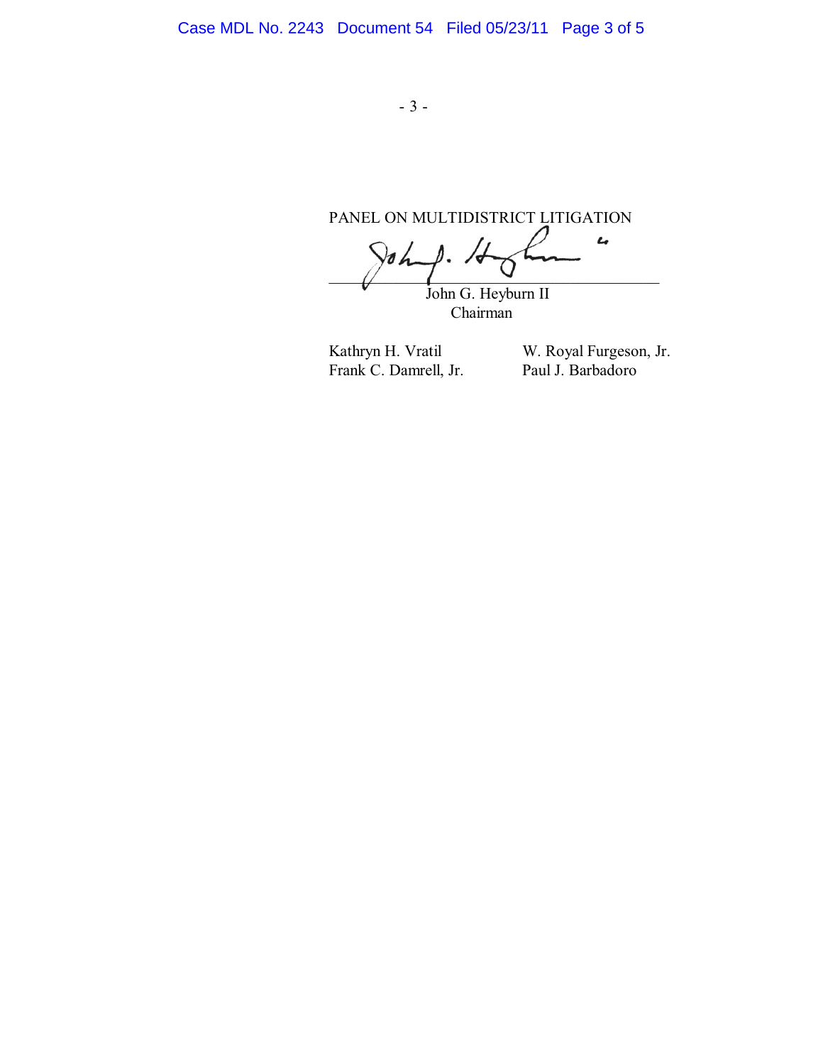PANEL ON MULTIDISTRICT LITIGATION

\_\_\_\_\_\_\_\_\_\_\_\_\_\_\_\_\_\_\_\_\_\_\_\_\_\_\_\_\_\_\_\_\_\_\_\_

John G. Heyburn II
Chairman

Kathryn H. Vratil
Frank C. Damrell, Jr.
W. Royal Furgeson, Jr.
Paul J. Barbadoro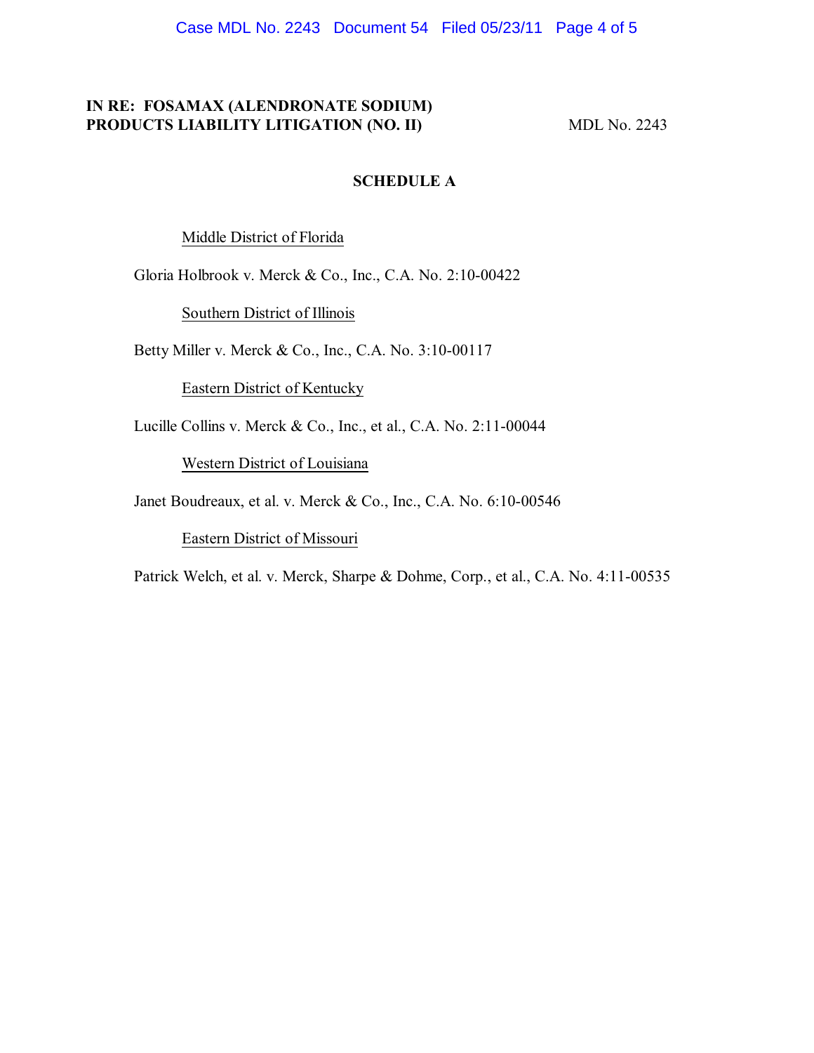**IN RE: FOSAMAX (ALENDRONATE SODIUM) PRODUCTS LIABILITY LITIGATION (NO. II)**

MDL No. 2243

## SCHEDULE A

Middle District of Florida

Gloria Holbrook v. Merck & Co., Inc., C.A. No. 2:10-00422

Southern District of Illinois

Betty Miller v. Merck & Co., Inc., C.A. No. 3:10-00117

Eastern District of Kentucky

Lucille Collins v. Merck & Co., Inc., et al., C.A. No. 2:11-00044

Western District of Louisiana

Janet Boudreaux, et al. v. Merck & Co., Inc., C.A. No. 6:10-00546

Eastern District of Missouri

Patrick Welch, et al. v. Merck, Sharpe & Dohme, Corp., et al., C.A. No. 4:11-00535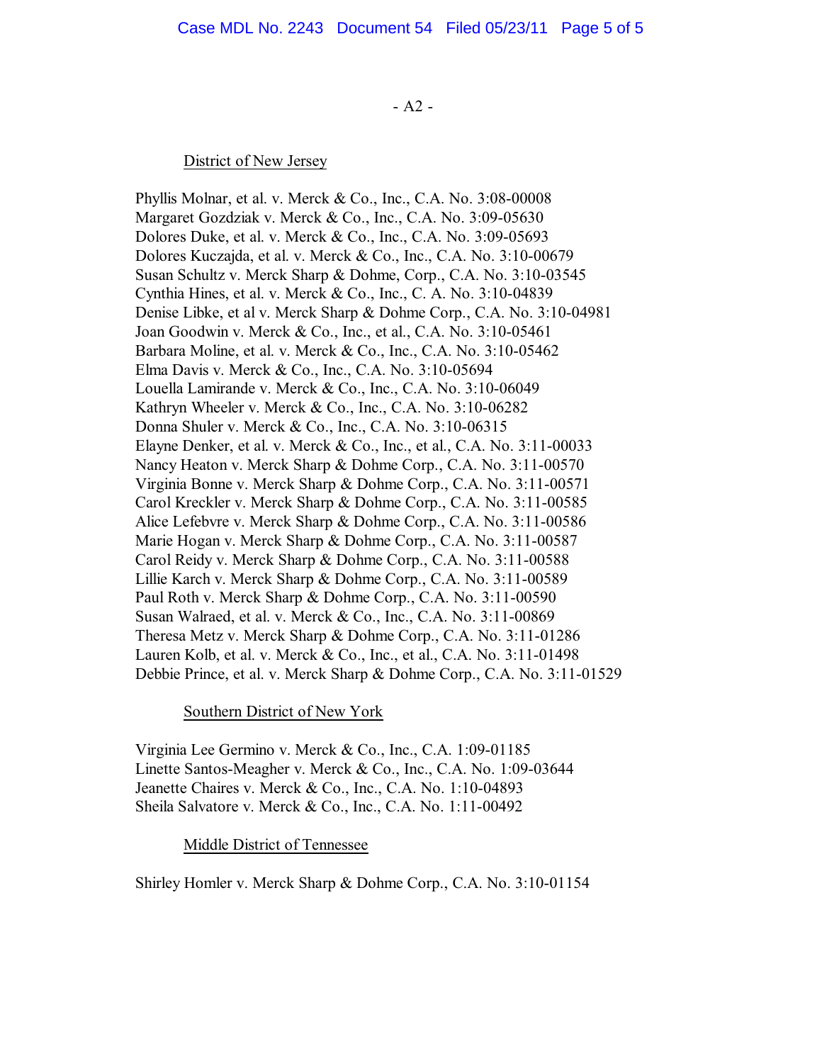- A2 -

District of New Jersey

Phyllis Molnar, et al. v. Merck & Co., Inc., C.A. No. 3:08-00008
Margaret Gozdziak v. Merck & Co., Inc., C.A. No. 3:09-05630
Dolores Duke, et al. v. Merck & Co., Inc., C.A. No. 3:09-05693
Dolores Kuczajda, et al. v. Merck & Co., Inc., C.A. No. 3:10-00679
Susan Schultz v. Merck Sharp & Dohme, Corp., C.A. No. 3:10-03545
Cynthia Hines, et al. v. Merck & Co., Inc., C. A. No. 3:10-04839
Denise Libke, et al v. Merck Sharp & Dohme Corp., C.A. No. 3:10-04981
Joan Goodwin v. Merck & Co., Inc., et al., C.A. No. 3:10-05461
Barbara Moline, et al. v. Merck & Co., Inc., C.A. No. 3:10-05462
Elma Davis v. Merck & Co., Inc., C.A. No. 3:10-05694
Louella Lamirande v. Merck & Co., Inc., C.A. No. 3:10-06049
Kathryn Wheeler v. Merck & Co., Inc., C.A. No. 3:10-06282
Donna Shuler v. Merck & Co., Inc., C.A. No. 3:10-06315
Elayne Denker, et al. v. Merck & Co., Inc., et al., C.A. No. 3:11-00033
Nancy Heaton v. Merck Sharp & Dohme Corp., C.A. No. 3:11-00570
Virginia Bonne v. Merck Sharp & Dohme Corp., C.A. No. 3:11-00571
Carol Kreckler v. Merck Sharp & Dohme Corp., C.A. No. 3:11-00585
Alice Lefebvre v. Merck Sharp & Dohme Corp., C.A. No. 3:11-00586
Marie Hogan v. Merck Sharp & Dohme Corp., C.A. No. 3:11-00587
Carol Reidy v. Merck Sharp & Dohme Corp., C.A. No. 3:11-00588
Lillie Karch v. Merck Sharp & Dohme Corp., C.A. No. 3:11-00589
Paul Roth v. Merck Sharp & Dohme Corp., C.A. No. 3:11-00590
Susan Walraed, et al. v. Merck & Co., Inc., C.A. No. 3:11-00869
Theresa Metz v. Merck Sharp & Dohme Corp., C.A. No. 3:11-01286
Lauren Kolb, et al. v. Merck & Co., Inc., et al., C.A. No. 3:11-01498
Debbie Prince, et al. v. Merck Sharp & Dohme Corp., C.A. No. 3:11-01529

Southern District of New York

Virginia Lee Germino v. Merck & Co., Inc., C.A. 1:09-01185
Linette Santos-Meagher v. Merck & Co., Inc., C.A. No. 1:09-03644
Jeanette Chaires v. Merck & Co., Inc., C.A. No. 1:10-04893
Sheila Salvatore v. Merck & Co., Inc., C.A. No. 1:11-00492

Middle District of Tennessee

Shirley Homler v. Merck Sharp & Dohme Corp., C.A. No. 3:10-01154